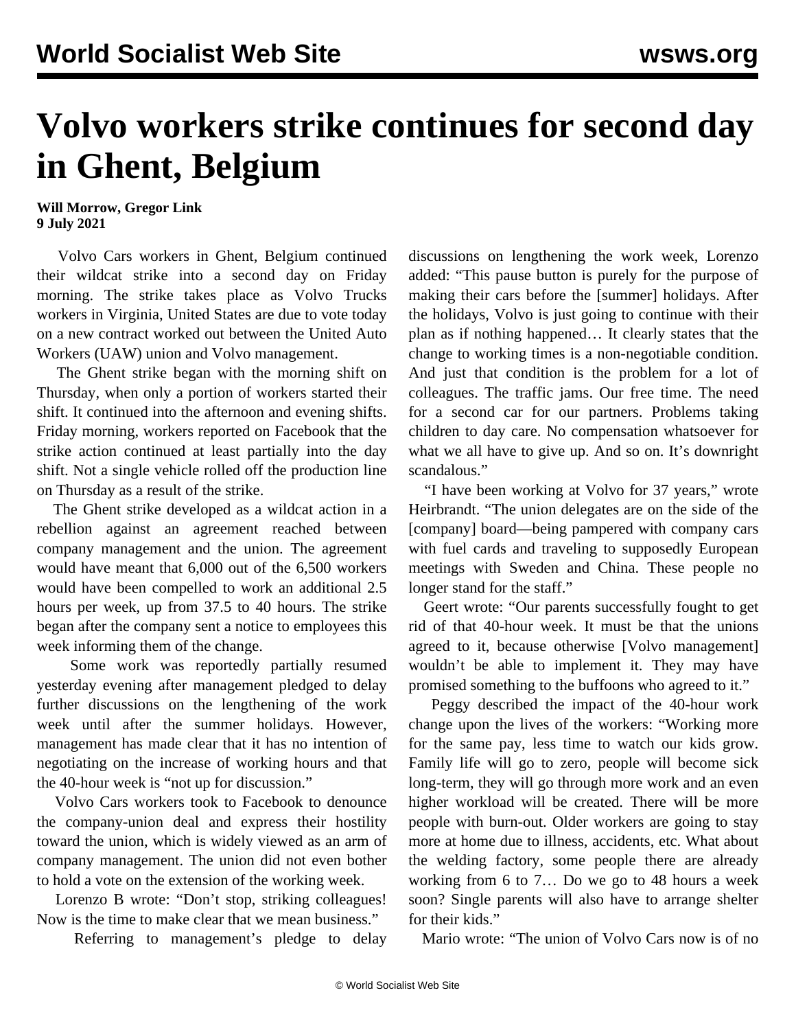# Volvo workers strike continues for second day in Ghent, Belgium

**Will Morrow, Gregor Link**
**9 July 2021**

Volvo Cars workers in Ghent, Belgium continued their wildcat strike into a second day on Friday morning. The strike takes place as Volvo Trucks workers in Virginia, United States are due to vote today on a new contract worked out between the United Auto Workers (UAW) union and Volvo management.

The Ghent strike began with the morning shift on Thursday, when only a portion of workers started their shift. It continued into the afternoon and evening shifts. Friday morning, workers reported on Facebook that the strike action continued at least partially into the day shift. Not a single vehicle rolled off the production line on Thursday as a result of the strike.

The Ghent strike developed as a wildcat action in a rebellion against an agreement reached between company management and the union. The agreement would have meant that 6,000 out of the 6,500 workers would have been compelled to work an additional 2.5 hours per week, up from 37.5 to 40 hours. The strike began after the company sent a notice to employees this week informing them of the change.

Some work was reportedly partially resumed yesterday evening after management pledged to delay further discussions on the lengthening of the work week until after the summer holidays. However, management has made clear that it has no intention of negotiating on the increase of working hours and that the 40-hour week is "not up for discussion."

Volvo Cars workers took to Facebook to denounce the company-union deal and express their hostility toward the union, which is widely viewed as an arm of company management. The union did not even bother to hold a vote on the extension of the working week.

Lorenzo B wrote: "Don't stop, striking colleagues! Now is the time to make clear that we mean business."

Referring to management's pledge to delay discussions on lengthening the work week, Lorenzo added: "This pause button is purely for the purpose of making their cars before the [summer] holidays. After the holidays, Volvo is just going to continue with their plan as if nothing happened… It clearly states that the change to working times is a non-negotiable condition. And just that condition is the problem for a lot of colleagues. The traffic jams. Our free time. The need for a second car for our partners. Problems taking children to day care. No compensation whatsoever for what we all have to give up. And so on. It's downright scandalous."

"I have been working at Volvo for 37 years," wrote Heirbrandt. "The union delegates are on the side of the [company] board—being pampered with company cars with fuel cards and traveling to supposedly European meetings with Sweden and China. These people no longer stand for the staff."

Geert wrote: "Our parents successfully fought to get rid of that 40-hour week. It must be that the unions agreed to it, because otherwise [Volvo management] wouldn't be able to implement it. They may have promised something to the buffoons who agreed to it."

Peggy described the impact of the 40-hour work change upon the lives of the workers: "Working more for the same pay, less time to watch our kids grow. Family life will go to zero, people will become sick long-term, they will go through more work and an even higher workload will be created. There will be more people with burn-out. Older workers are going to stay more at home due to illness, accidents, etc. What about the welding factory, some people there are already working from 6 to 7… Do we go to 48 hours a week soon? Single parents will also have to arrange shelter for their kids."

Mario wrote: "The union of Volvo Cars now is of no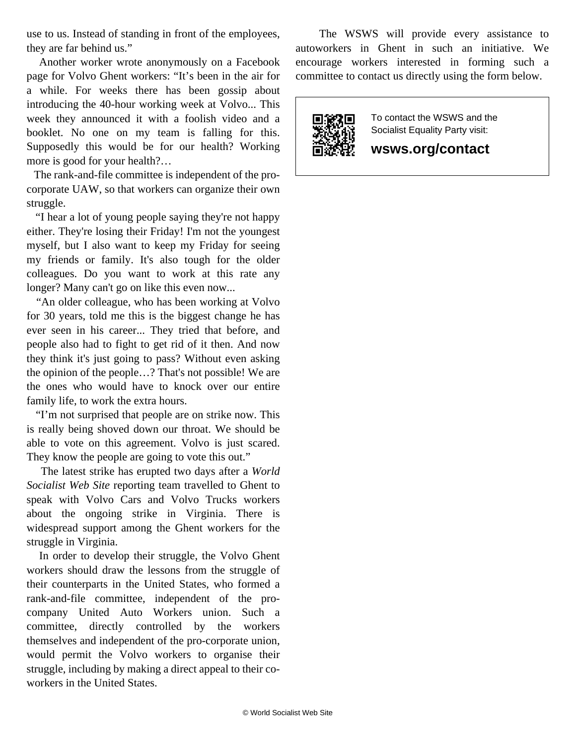use to us. Instead of standing in front of the employees, they are far behind us."

Another worker wrote anonymously on a Facebook page for Volvo Ghent workers: "It's been in the air for a while. For weeks there has been gossip about introducing the 40-hour working week at Volvo... This week they announced it with a foolish video and a booklet. No one on my team is falling for this. Supposedly this would be for our health? Working more is good for your health?…

The rank-and-file committee is independent of the pro-corporate UAW, so that workers can organize their own struggle.

"I hear a lot of young people saying they're not happy either. They're losing their Friday! I'm not the youngest myself, but I also want to keep my Friday for seeing my friends or family. It's also tough for the older colleagues. Do you want to work at this rate any longer? Many can't go on like this even now...

"An older colleague, who has been working at Volvo for 30 years, told me this is the biggest change he has ever seen in his career... They tried that before, and people also had to fight to get rid of it then. And now they think it's just going to pass? Without even asking the opinion of the people…? That's not possible! We are the ones who would have to knock over our entire family life, to work the extra hours.

"I'm not surprised that people are on strike now. This is really being shoved down our throat. We should be able to vote on this agreement. Volvo is just scared. They know the people are going to vote this out."

The latest strike has erupted two days after a *World Socialist Web Site* reporting team travelled to Ghent to speak with Volvo Cars and Volvo Trucks workers about the ongoing strike in Virginia. There is widespread support among the Ghent workers for the struggle in Virginia.

In order to develop their struggle, the Volvo Ghent workers should draw the lessons from the struggle of their counterparts in the United States, who formed a rank-and-file committee, independent of the pro-company United Auto Workers union. Such a committee, directly controlled by the workers themselves and independent of the pro-corporate union, would permit the Volvo workers to organise their struggle, including by making a direct appeal to their co-workers in the United States.

The WSWS will provide every assistance to autoworkers in Ghent in such an initiative. We encourage workers interested in forming such a committee to contact us directly using the form below.

To contact the WSWS and the Socialist Equality Party visit:

**wsws.org/contact**